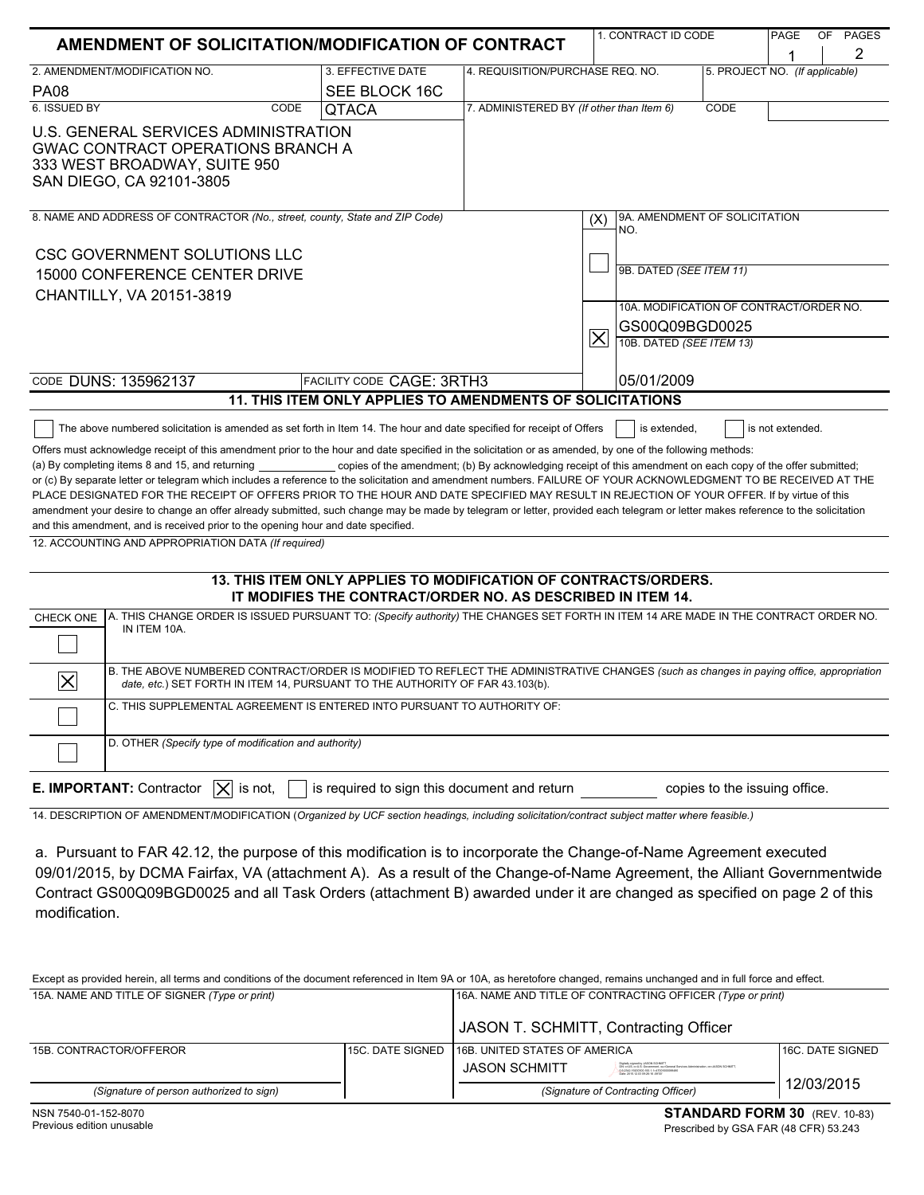# AMENDMENT OF SOLICITATION/MODIFICATION OF CONTRACT

| 1. CONTRACT ID CODE | PAGE 1 OF PAGES 2 |
|---|---|

| 2. AMENDMENT/MODIFICATION NO. | 3. EFFECTIVE DATE | 4. REQUISITION/PURCHASE REQ. NO. | 5. PROJECT NO. *(If applicable)* |
|---|---|---|---|
| PA08 | SEE BLOCK 16C | | |

| 6. ISSUED BY — CODE QTACA | 7. ADMINISTERED BY *(If other than Item 6)* — CODE |
|---|---|
| U.S. GENERAL SERVICES ADMINISTRATION<br>GWAC CONTRACT OPERATIONS BRANCH A<br>333 WEST BROADWAY, SUITE 950<br>SAN DIEGO, CA 92101-3805 | |

| 8. NAME AND ADDRESS OF CONTRACTOR *(No., street, county, State and ZIP Code)* | (X) | |
|---|---|---|
| CSC GOVERNMENT SOLUTIONS LLC<br>15000 CONFERENCE CENTER DRIVE<br>CHANTILLY, VA 20151-3819 | ☐ | 9A. AMENDMENT OF SOLICITATION NO.<br><br>9B. DATED *(SEE ITEM 11)* |
| | ☒ | 10A. MODIFICATION OF CONTRACT/ORDER NO.<br>GS00Q09BGD0025<br>10B. DATED *(SEE ITEM 13)*<br>05/01/2009 |
| CODE DUNS: 135962137 — FACILITY CODE CAGE: 3RTH3 | | |

## 11. THIS ITEM ONLY APPLIES TO AMENDMENTS OF SOLICITATIONS

☐ The above numbered solicitation is amended as set forth in Item 14. The hour and date specified for receipt of Offers ☐ is extended, ☐ is not extended.

Offers must acknowledge receipt of this amendment prior to the hour and date specified in the solicitation or as amended, by one of the following methods: (a) By completing items 8 and 15, and returning ____________ copies of the amendment; (b) By acknowledging receipt of this amendment on each copy of the offer submitted; or (c) By separate letter or telegram which includes a reference to the solicitation and amendment numbers. FAILURE OF YOUR ACKNOWLEDGMENT TO BE RECEIVED AT THE PLACE DESIGNATED FOR THE RECEIPT OF OFFERS PRIOR TO THE HOUR AND DATE SPECIFIED MAY RESULT IN REJECTION OF YOUR OFFER. If by virtue of this amendment your desire to change an offer already submitted, such change may be made by telegram or letter, provided each telegram or letter makes reference to the solicitation and this amendment, and is received prior to the opening hour and date specified.

12. ACCOUNTING AND APPROPRIATION DATA *(If required)*

## 13. THIS ITEM ONLY APPLIES TO MODIFICATION OF CONTRACTS/ORDERS. IT MODIFIES THE CONTRACT/ORDER NO. AS DESCRIBED IN ITEM 14.

| CHECK ONE | |
|---|---|
| ☐ | A. THIS CHANGE ORDER IS ISSUED PURSUANT TO: *(Specify authority)* THE CHANGES SET FORTH IN ITEM 14 ARE MADE IN THE CONTRACT ORDER NO. IN ITEM 10A. |
| ☒ | B. THE ABOVE NUMBERED CONTRACT/ORDER IS MODIFIED TO REFLECT THE ADMINISTRATIVE CHANGES *(such as changes in paying office, appropriation date, etc.)* SET FORTH IN ITEM 14, PURSUANT TO THE AUTHORITY OF FAR 43.103(b). |
| ☐ | C. THIS SUPPLEMENTAL AGREEMENT IS ENTERED INTO PURSUANT TO AUTHORITY OF: |
| ☐ | D. OTHER *(Specify type of modification and authority)* |

**E. IMPORTANT:** Contractor ☒ is not, ☐ is required to sign this document and return __________ copies to the issuing office.

14. DESCRIPTION OF AMENDMENT/MODIFICATION (*Organized by UCF section headings, including solicitation/contract subject matter where feasible.)*

a. Pursuant to FAR 42.12, the purpose of this modification is to incorporate the Change-of-Name Agreement executed 09/01/2015, by DCMA Fairfax, VA (attachment A). As a result of the Change-of-Name Agreement, the Alliant Governmentwide Contract GS00Q09BGD0025 and all Task Orders (attachment B) awarded under it are changed as specified on page 2 of this modification.

Except as provided herein, all terms and conditions of the document referenced in Item 9A or 10A, as heretofore changed, remains unchanged and in full force and effect.

| 15A. NAME AND TITLE OF SIGNER *(Type or print)* | | 16A. NAME AND TITLE OF CONTRACTING OFFICER *(Type or print)* | |
|---|---|---|---|
| | | JASON T. SCHMITT, Contracting Officer | |
| 15B. CONTRACTOR/OFFEROR | 15C. DATE SIGNED | 16B. UNITED STATES OF AMERICA | 16C. DATE SIGNED |
| *(Signature of person authorized to sign)* | | JASON SCHMITT<br>*(Signature of Contracting Officer)* | 12/03/2015 |

NSN 7540-01-152-8070
Previous edition unusable

**STANDARD FORM 30** (REV. 10-83)
Prescribed by GSA FAR (48 CFR) 53.243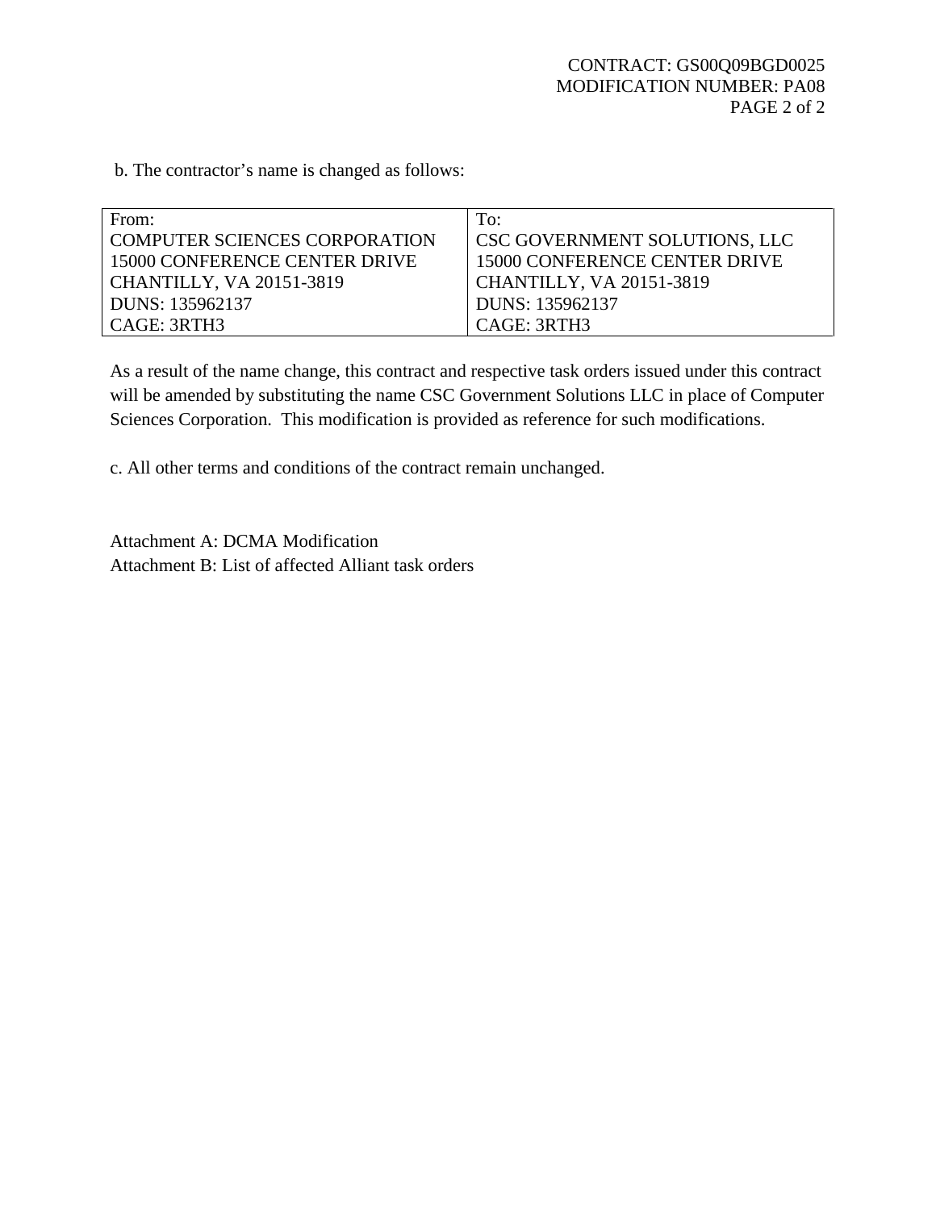b. The contractor's name is changed as follows:

| From: | To: |
|---|---|
| COMPUTER SCIENCES CORPORATION | CSC GOVERNMENT SOLUTIONS, LLC |
| 15000 CONFERENCE CENTER DRIVE | 15000 CONFERENCE CENTER DRIVE |
| CHANTILLY, VA 20151-3819 | CHANTILLY, VA 20151-3819 |
| DUNS: 135962137 | DUNS: 135962137 |
| CAGE: 3RTH3 | CAGE: 3RTH3 |

As a result of the name change, this contract and respective task orders issued under this contract will be amended by substituting the name CSC Government Solutions LLC in place of Computer Sciences Corporation. This modification is provided as reference for such modifications.

c. All other terms and conditions of the contract remain unchanged.

Attachment A: DCMA Modification
Attachment B: List of affected Alliant task orders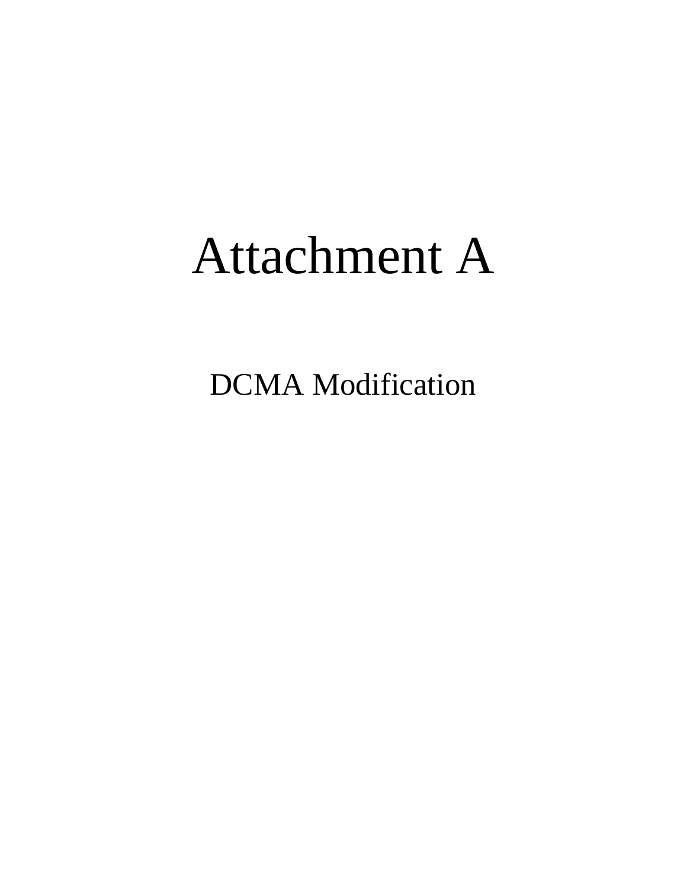# Attachment A

## DCMA Modification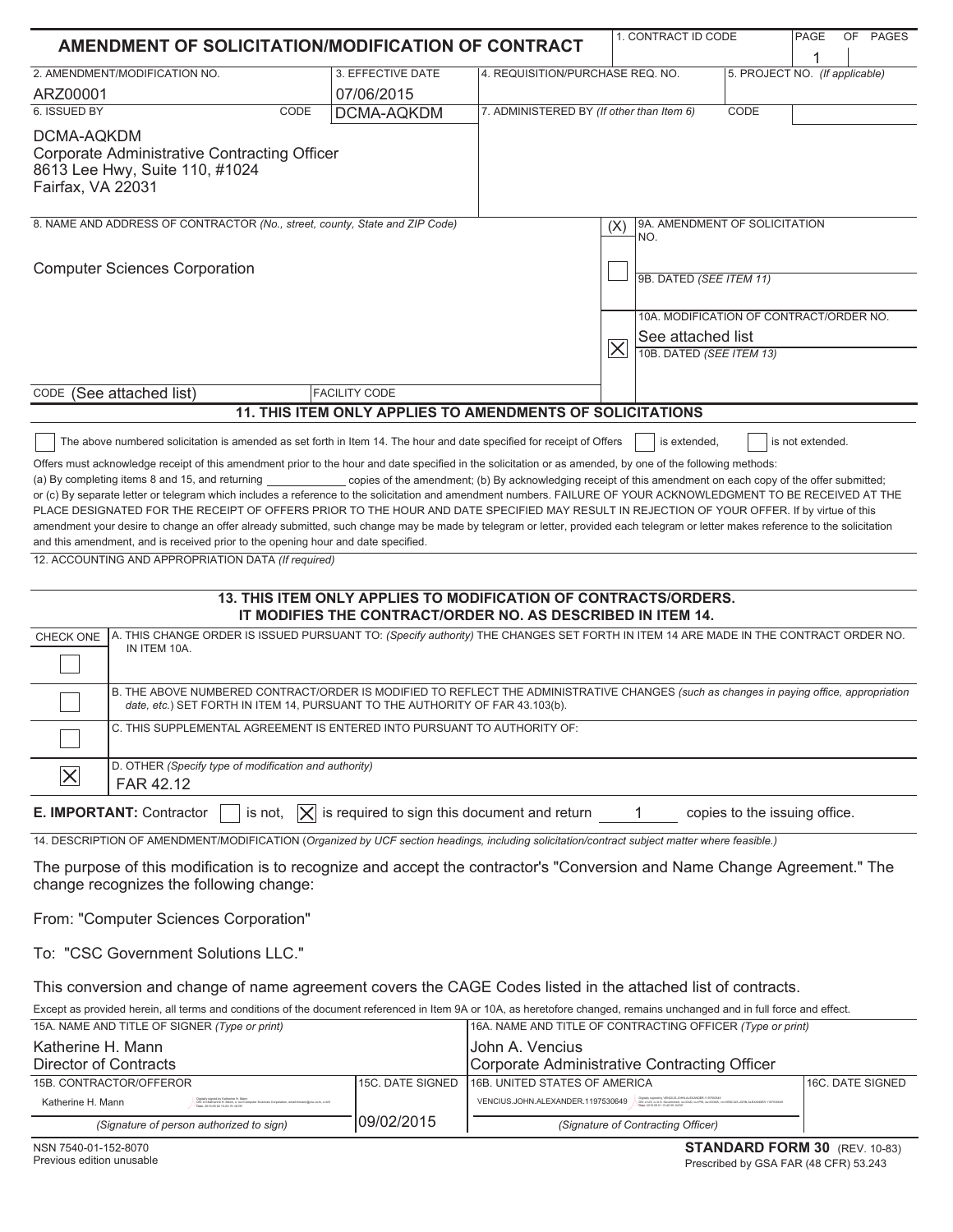# AMENDMENT OF SOLICITATION/MODIFICATION OF CONTRACT

| 1. CONTRACT ID CODE | PAGE OF PAGES |
|---|---|
| | 1 |

| 2. AMENDMENT/MODIFICATION NO. | 3. EFFECTIVE DATE | 4. REQUISITION/PURCHASE REQ. NO. | 5. PROJECT NO. *(If applicable)* |
|---|---|---|---|
| ARZ00001 | 07/06/2015 | | |

| 6. ISSUED BY | CODE | 7. ADMINISTERED BY *(If other than Item 6)* | CODE |
|---|---|---|---|
| DCMA-AQKDM<br>Corporate Administrative Contracting Officer<br>8613 Lee Hwy, Suite 110, #1024<br>Fairfax, VA 22031 | DCMA-AQKDM | | |

**8. NAME AND ADDRESS OF CONTRACTOR** *(No., street, county, State and ZIP Code)*

Computer Sciences Corporation

CODE (See attached list) FACILITY CODE

(X)

- ☐ 9A. AMENDMENT OF SOLICITATION NO.
- 9B. DATED *(SEE ITEM 11)*
- ☒ 10A. MODIFICATION OF CONTRACT/ORDER NO. See attached list
- 10B. DATED *(SEE ITEM 13)*

## 11. THIS ITEM ONLY APPLIES TO AMENDMENTS OF SOLICITATIONS

☐ The above numbered solicitation is amended as set forth in Item 14. The hour and date specified for receipt of Offers ☐ is extended, ☐ is not extended.

Offers must acknowledge receipt of this amendment prior to the hour and date specified in the solicitation or as amended, by one of the following methods: (a) By completing items 8 and 15, and returning ____________ copies of the amendment; (b) By acknowledging receipt of this amendment on each copy of the offer submitted; or (c) By separate letter or telegram which includes a reference to the solicitation and amendment numbers. FAILURE OF YOUR ACKNOWLEDGMENT TO BE RECEIVED AT THE PLACE DESIGNATED FOR THE RECEIPT OF OFFERS PRIOR TO THE HOUR AND DATE SPECIFIED MAY RESULT IN REJECTION OF YOUR OFFER. If by virtue of this amendment your desire to change an offer already submitted, such change may be made by telegram or letter, provided each telegram or letter makes reference to the solicitation and this amendment, and is received prior to the opening hour and date specified.

12. ACCOUNTING AND APPROPRIATION DATA *(If required)*

## 13. THIS ITEM ONLY APPLIES TO MODIFICATION OF CONTRACTS/ORDERS. IT MODIFIES THE CONTRACT/ORDER NO. AS DESCRIBED IN ITEM 14.

| CHECK ONE | |
|---|---|
| ☐ | A. THIS CHANGE ORDER IS ISSUED PURSUANT TO: *(Specify authority)* THE CHANGES SET FORTH IN ITEM 14 ARE MADE IN THE CONTRACT ORDER NO. IN ITEM 10A. |
| ☐ | B. THE ABOVE NUMBERED CONTRACT/ORDER IS MODIFIED TO REFLECT THE ADMINISTRATIVE CHANGES *(such as changes in paying office, appropriation date, etc.)* SET FORTH IN ITEM 14, PURSUANT TO THE AUTHORITY OF FAR 43.103(b). |
| ☐ | C. THIS SUPPLEMENTAL AGREEMENT IS ENTERED INTO PURSUANT TO AUTHORITY OF: |
| ☒ | D. OTHER *(Specify type of modification and authority)* FAR 42.12 |

**E. IMPORTANT:** Contractor ☐ is not, ☒ is required to sign this document and return 1 copies to the issuing office.

14. DESCRIPTION OF AMENDMENT/MODIFICATION *(Organized by UCF section headings, including solicitation/contract subject matter where feasible.)*

The purpose of this modification is to recognize and accept the contractor's "Conversion and Name Change Agreement." The change recognizes the following change:

From: "Computer Sciences Corporation"

To: "CSC Government Solutions LLC."

This conversion and change of name agreement covers the CAGE Codes listed in the attached list of contracts.

Except as provided herein, all terms and conditions of the document referenced in Item 9A or 10A, as heretofore changed, remains unchanged and in full force and effect.

| 15A. NAME AND TITLE OF SIGNER *(Type or print)* | | 16A. NAME AND TITLE OF CONTRACTING OFFICER *(Type or print)* | |
|---|---|---|---|
| Katherine H. Mann<br>Director of Contracts | | John A. Vencius<br>Corporate Administrative Contracting Officer | |
| 15B. CONTRACTOR/OFFEROR | 15C. DATE SIGNED | 16B. UNITED STATES OF AMERICA | 16C. DATE SIGNED |
| Katherine H. Mann<br>*(Signature of person authorized to sign)* | 09/02/2015 | VENCIUS.JOHN.ALEXANDER.1197530649<br>*(Signature of Contracting Officer)* | |

NSN 7540-01-152-8070
Previous edition unusable

**STANDARD FORM 30** (REV. 10-83)
Prescribed by GSA FAR (48 CFR) 53.243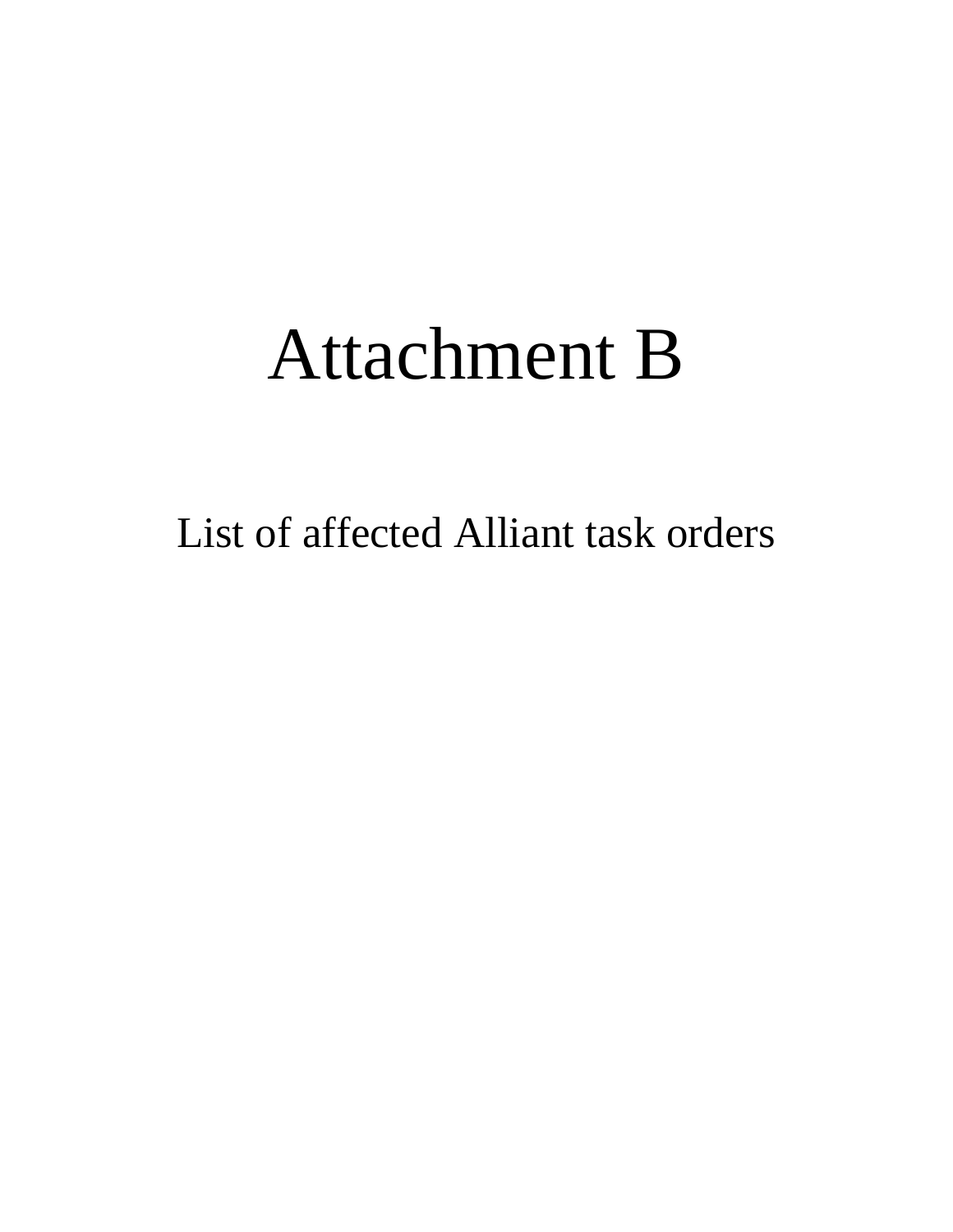# Attachment B

List of affected Alliant task orders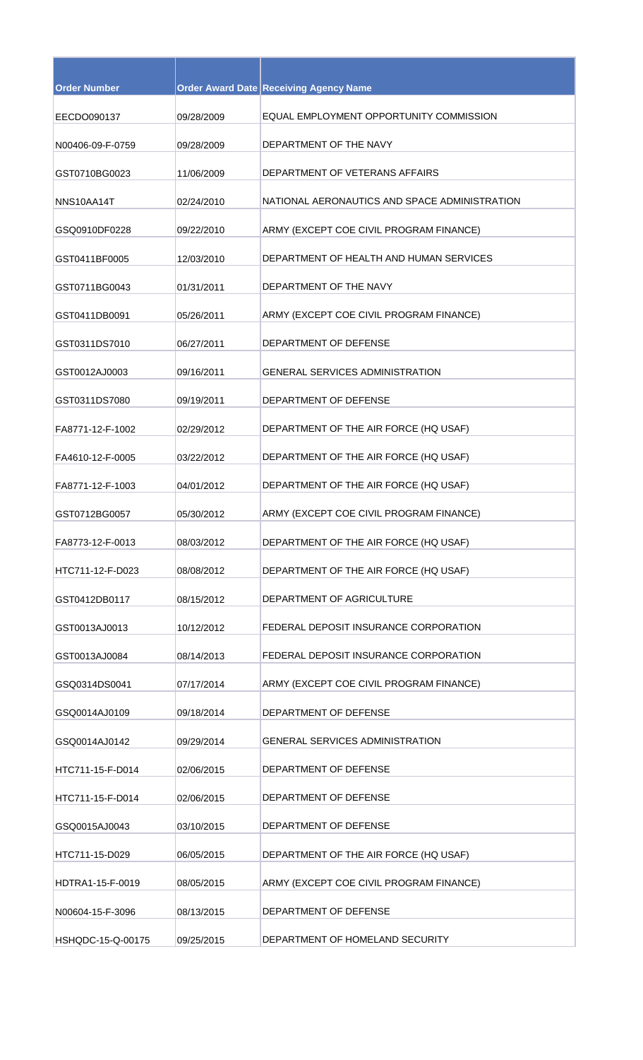| Order Number | Order Award Date | Receiving Agency Name |
|---|---|---|
| EECDO090137 | 09/28/2009 | EQUAL EMPLOYMENT OPPORTUNITY COMMISSION |
| N00406-09-F-0759 | 09/28/2009 | DEPARTMENT OF THE NAVY |
| GST0710BG0023 | 11/06/2009 | DEPARTMENT OF VETERANS AFFAIRS |
| NNS10AA14T | 02/24/2010 | NATIONAL AERONAUTICS AND SPACE ADMINISTRATION |
| GSQ0910DF0228 | 09/22/2010 | ARMY (EXCEPT COE CIVIL PROGRAM FINANCE) |
| GST0411BF0005 | 12/03/2010 | DEPARTMENT OF HEALTH AND HUMAN SERVICES |
| GST0711BG0043 | 01/31/2011 | DEPARTMENT OF THE NAVY |
| GST0411DB0091 | 05/26/2011 | ARMY (EXCEPT COE CIVIL PROGRAM FINANCE) |
| GST0311DS7010 | 06/27/2011 | DEPARTMENT OF DEFENSE |
| GST0012AJ0003 | 09/16/2011 | GENERAL SERVICES ADMINISTRATION |
| GST0311DS7080 | 09/19/2011 | DEPARTMENT OF DEFENSE |
| FA8771-12-F-1002 | 02/29/2012 | DEPARTMENT OF THE AIR FORCE (HQ USAF) |
| FA4610-12-F-0005 | 03/22/2012 | DEPARTMENT OF THE AIR FORCE (HQ USAF) |
| FA8771-12-F-1003 | 04/01/2012 | DEPARTMENT OF THE AIR FORCE (HQ USAF) |
| GST0712BG0057 | 05/30/2012 | ARMY (EXCEPT COE CIVIL PROGRAM FINANCE) |
| FA8773-12-F-0013 | 08/03/2012 | DEPARTMENT OF THE AIR FORCE (HQ USAF) |
| HTC711-12-F-D023 | 08/08/2012 | DEPARTMENT OF THE AIR FORCE (HQ USAF) |
| GST0412DB0117 | 08/15/2012 | DEPARTMENT OF AGRICULTURE |
| GST0013AJ0013 | 10/12/2012 | FEDERAL DEPOSIT INSURANCE CORPORATION |
| GST0013AJ0084 | 08/14/2013 | FEDERAL DEPOSIT INSURANCE CORPORATION |
| GSQ0314DS0041 | 07/17/2014 | ARMY (EXCEPT COE CIVIL PROGRAM FINANCE) |
| GSQ0014AJ0109 | 09/18/2014 | DEPARTMENT OF DEFENSE |
| GSQ0014AJ0142 | 09/29/2014 | GENERAL SERVICES ADMINISTRATION |
| HTC711-15-F-D014 | 02/06/2015 | DEPARTMENT OF DEFENSE |
| HTC711-15-F-D014 | 02/06/2015 | DEPARTMENT OF DEFENSE |
| GSQ0015AJ0043 | 03/10/2015 | DEPARTMENT OF DEFENSE |
| HTC711-15-D029 | 06/05/2015 | DEPARTMENT OF THE AIR FORCE (HQ USAF) |
| HDTRA1-15-F-0019 | 08/05/2015 | ARMY (EXCEPT COE CIVIL PROGRAM FINANCE) |
| N00604-15-F-3096 | 08/13/2015 | DEPARTMENT OF DEFENSE |
| HSHQDC-15-Q-00175 | 09/25/2015 | DEPARTMENT OF HOMELAND SECURITY |